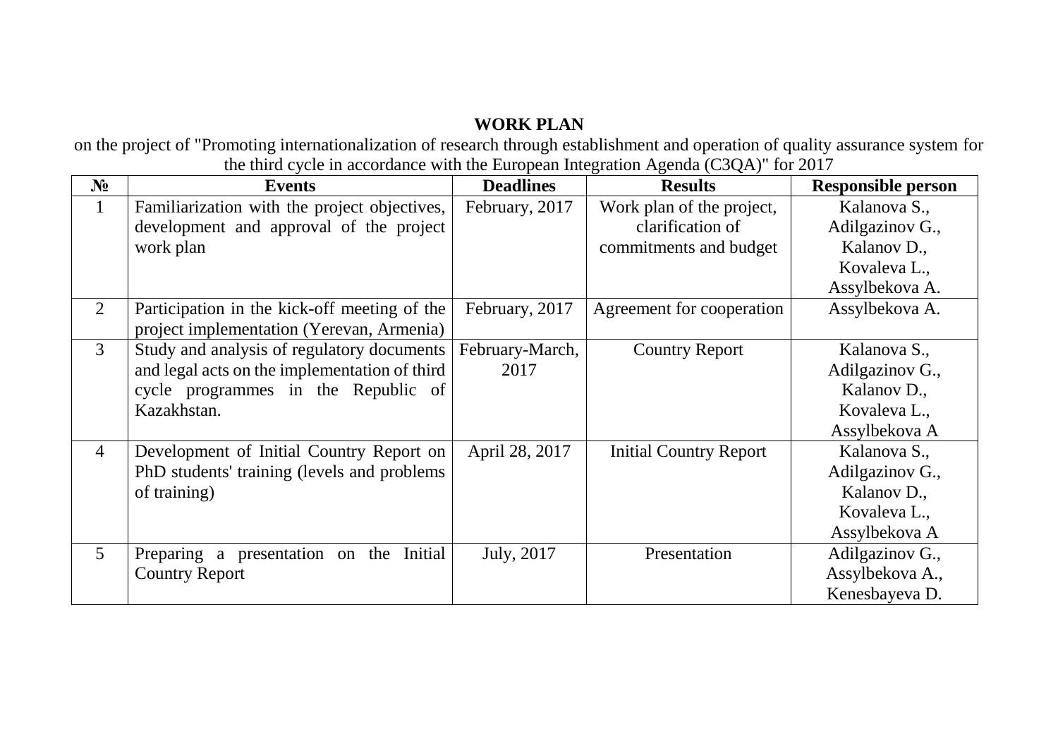**WORK PLAN**

on the project of "Promoting internationalization of research through establishment and operation of quality assurance system for the third cycle in accordance with the European Integration Agenda (C3QA)" for 2017

| № | Events | Deadlines | Results | Responsible person |
|---|---|---|---|---|
| 1 | Familiarization with the project objectives, development and approval of the project work plan | February, 2017 | Work plan of the project, clarification of commitments and budget | Kalanova S., Adilgazinov G., Kalanov D., Kovaleva L., Assylbekova A. |
| 2 | Participation in the kick-off meeting of the project implementation (Yerevan, Armenia) | February, 2017 | Agreement for cooperation | Assylbekova A. |
| 3 | Study and analysis of regulatory documents and legal acts on the implementation of third cycle programmes in the Republic of Kazakhstan. | February-March, 2017 | Country Report | Kalanova S., Adilgazinov G., Kalanov D., Kovaleva L., Assylbekova A |
| 4 | Development of Initial Country Report on PhD students' training (levels and problems of training) | April 28, 2017 | Initial Country Report | Kalanova S., Adilgazinov G., Kalanov D., Kovaleva L., Assylbekova A |
| 5 | Preparing a presentation on the Initial Country Report | July, 2017 | Presentation | Adilgazinov G., Assylbekova A., Kenesbayeva D. |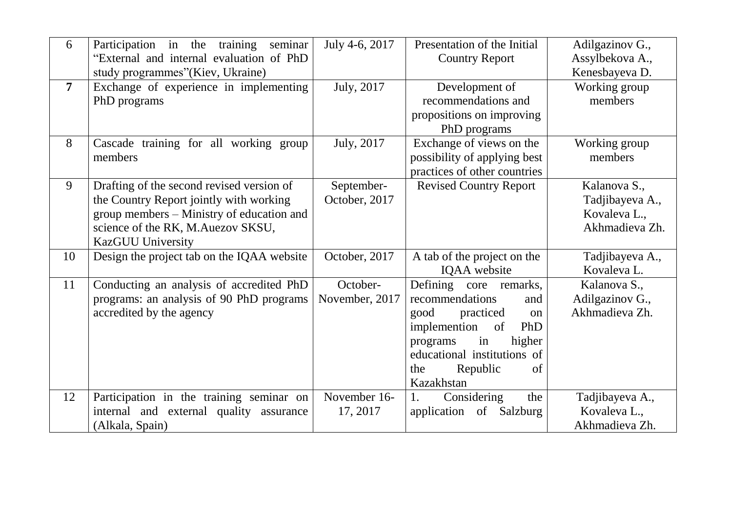| 6 | Participation in the training seminar "External and internal evaluation of PhD study programmes"(Kiev, Ukraine) | July 4-6, 2017 | Presentation of the Initial Country Report | Adilgazinov G., Assylbekova A., Kenesbayeva D. |
|---|---|---|---|---|
| **7** | Exchange of experience in implementing PhD programs | July, 2017 | Development of recommendations and propositions on improving PhD programs | Working group members |
| 8 | Cascade training for all working group members | July, 2017 | Exchange of views on the possibility of applying best practices of other countries | Working group members |
| 9 | Drafting of the second revised version of the Country Report jointly with working group members – Ministry of education and science of the RK, M.Auezov SKSU, KazGUU University | September-October, 2017 | Revised Country Report | Kalanova S., Tadjibayeva A., Kovaleva L., Akhmadieva Zh. |
| 10 | Design the project tab on the IQAA website | October, 2017 | A tab of the project on the IQAA website | Tadjibayeva A., Kovaleva L. |
| 11 | Conducting an analysis of accredited PhD programs: an analysis of 90 PhD programs accredited by the agency | October-November, 2017 | Defining core remarks, recommendations and good practiced on implemention of PhD programs in higher educational institutions of the Republic of Kazakhstan | Kalanova S., Adilgazinov G., Akhmadieva Zh. |
| 12 | Participation in the training seminar on internal and external quality assurance (Alkala, Spain) | November 16-17, 2017 | 1. Considering the application of Salzburg | Tadjibayeva A., Kovaleva L., Akhmadieva Zh. |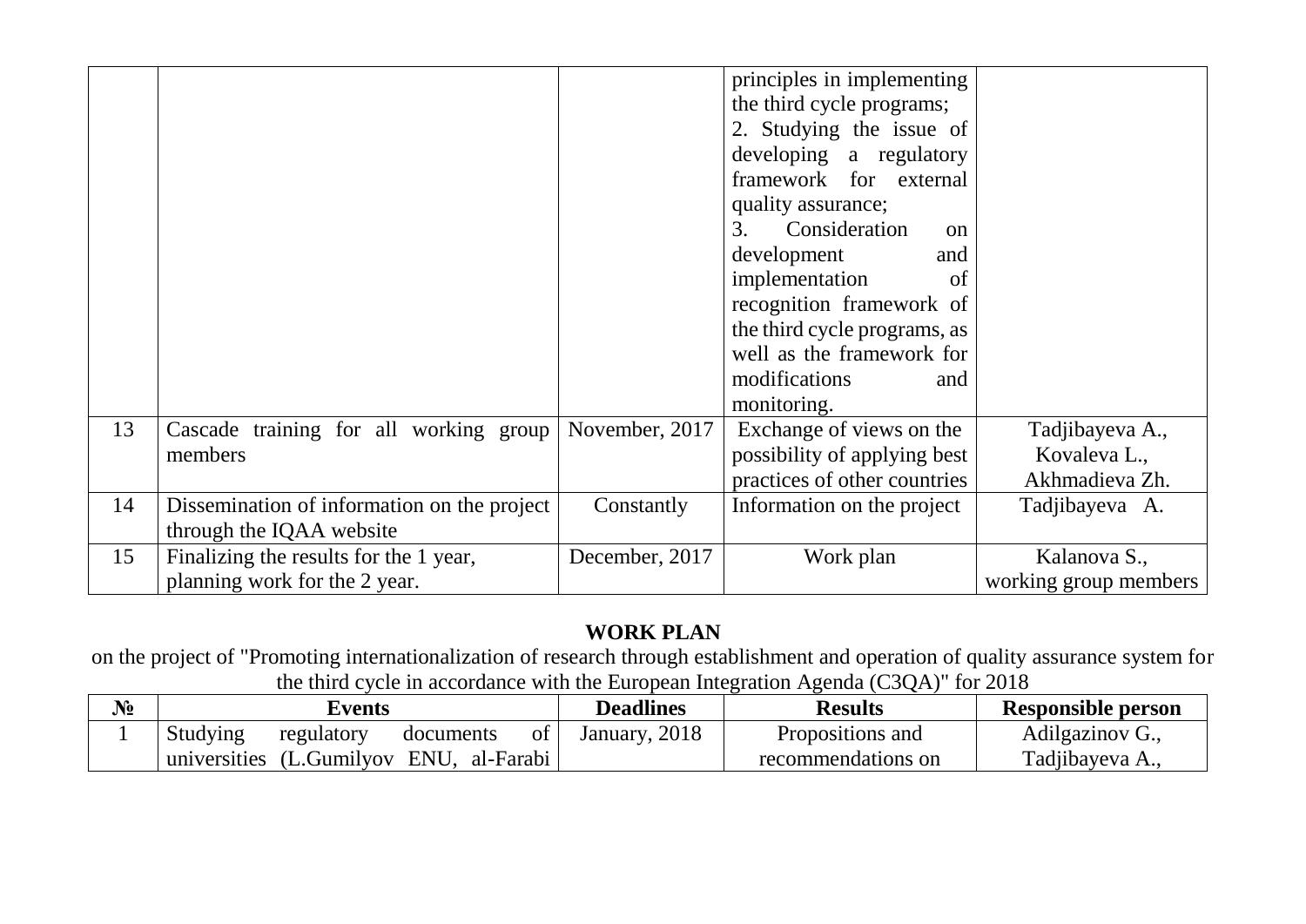| | | | | |
|---|---|---|---|---|
| | | | principles in implementing the third cycle programs; 2. Studying the issue of developing a regulatory framework for external quality assurance; 3. Consideration on development and implementation of recognition framework of the third cycle programs, as well as the framework for modifications and monitoring. | |
| 13 | Cascade training for all working group members | November, 2017 | Exchange of views on the possibility of applying best practices of other countries | Tadjibayeva A., Kovaleva L., Akhmadieva Zh. |
| 14 | Dissemination of information on the project through the IQAA website | Constantly | Information on the project | Tadjibayeva A. |
| 15 | Finalizing the results for the 1 year, planning work for the 2 year. | December, 2017 | Work plan | Kalanova S., working group members |

**WORK PLAN**

on the project of "Promoting internationalization of research through establishment and operation of quality assurance system for the third cycle in accordance with the European Integration Agenda (C3QA)" for 2018

| № | Events | Deadlines | Results | Responsible person |
|---|---|---|---|---|
| 1 | Studying regulatory documents of universities (L.Gumilyov ENU, al-Farabi | January, 2018 | Propositions and recommendations on | Adilgazinov G., Tadjibayeva A., |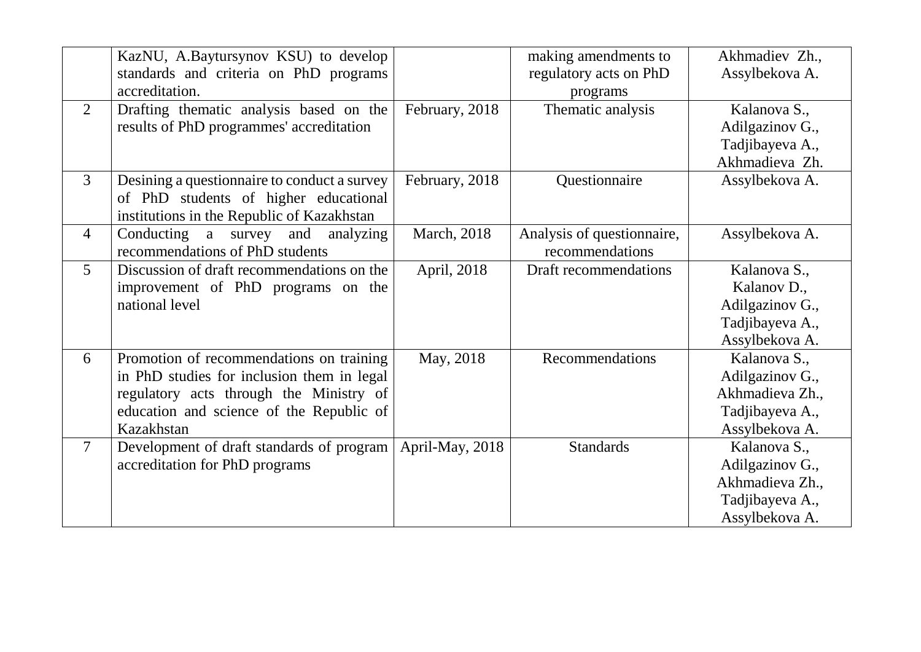| | | | | |
|---|---|---|---|---|
| | KazNU, A.Baytursynov KSU) to develop standards and criteria on PhD programs accreditation. | | making amendments to regulatory acts on PhD programs | Akhmadiev Zh., Assylbekova A. |
| 2 | Drafting thematic analysis based on the results of PhD programmes' accreditation | February, 2018 | Thematic analysis | Kalanova S., Adilgazinov G., Tadjibayeva A., Akhmadieva Zh. |
| 3 | Desining a questionnaire to conduct a survey of PhD students of higher educational institutions in the Republic of Kazakhstan | February, 2018 | Questionnaire | Assylbekova A. |
| 4 | Conducting a survey and analyzing recommendations of PhD students | March, 2018 | Analysis of questionnaire, recommendations | Assylbekova A. |
| 5 | Discussion of draft recommendations on the improvement of PhD programs on the national level | April, 2018 | Draft recommendations | Kalanova S., Kalanov D., Adilgazinov G., Tadjibayeva A., Assylbekova A. |
| 6 | Promotion of recommendations on training in PhD studies for inclusion them in legal regulatory acts through the Ministry of education and science of the Republic of Kazakhstan | May, 2018 | Recommendations | Kalanova S., Adilgazinov G., Akhmadieva Zh., Tadjibayeva A., Assylbekova A. |
| 7 | Development of draft standards of program accreditation for PhD programs | April-May, 2018 | Standards | Kalanova S., Adilgazinov G., Akhmadieva Zh., Tadjibayeva A., Assylbekova A. |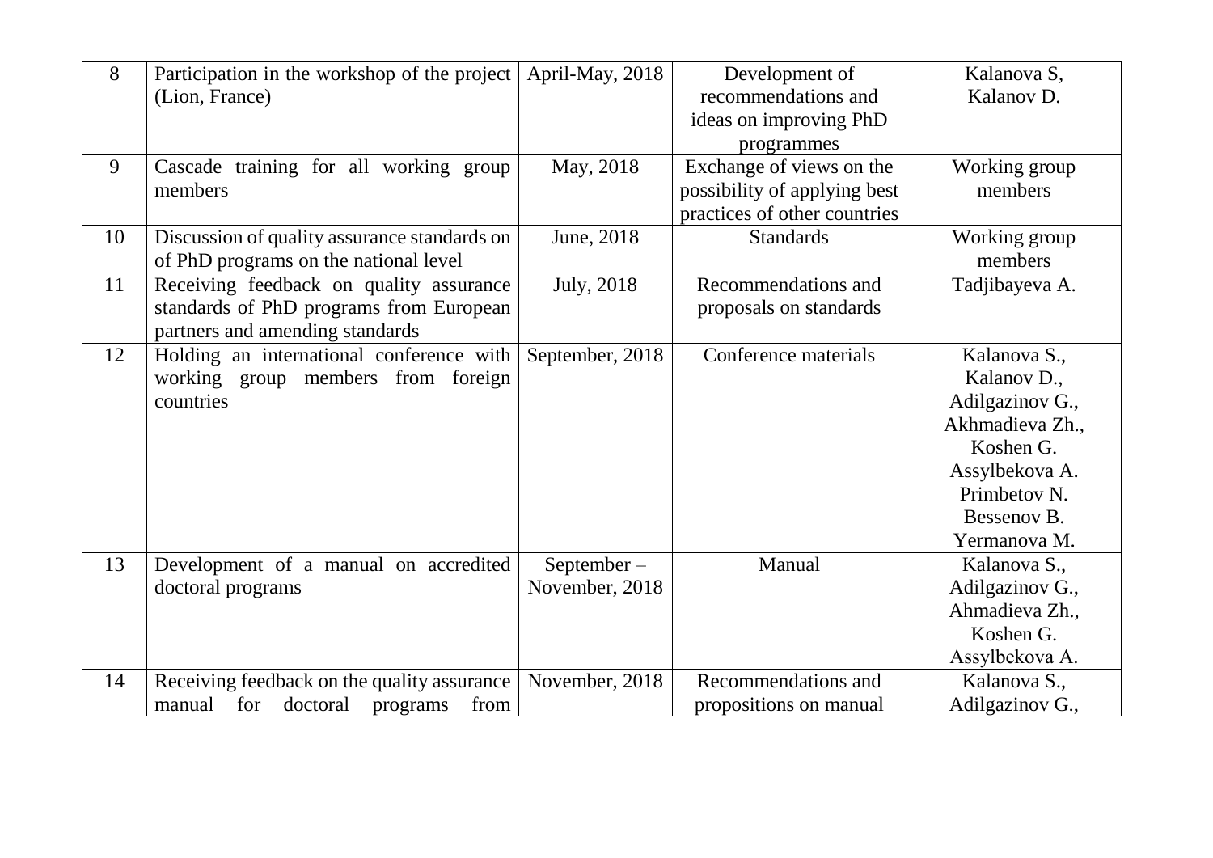| 8 | Participation in the workshop of the project (Lion, France) | April-May, 2018 | Development of recommendations and ideas on improving PhD programmes | Kalanova S, Kalanov D. |
|---|---|---|---|---|
| 9 | Cascade training for all working group members | May, 2018 | Exchange of views on the possibility of applying best practices of other countries | Working group members |
| 10 | Discussion of quality assurance standards on of PhD programs on the national level | June, 2018 | Standards | Working group members |
| 11 | Receiving feedback on quality assurance standards of PhD programs from European partners and amending standards | July, 2018 | Recommendations and proposals on standards | Tadjibayeva A. |
| 12 | Holding an international conference with working group members from foreign countries | September, 2018 | Conference materials | Kalanova S., Kalanov D., Adilgazinov G., Akhmadieva Zh., Koshen G. Assylbekova A. Primbetov N. Bessenov B. Yermanova M. |
| 13 | Development of a manual on accredited doctoral programs | September – November, 2018 | Manual | Kalanova S., Adilgazinov G., Ahmadieva Zh., Koshen G. Assylbekova A. |
| 14 | Receiving feedback on the quality assurance manual for doctoral programs from | November, 2018 | Recommendations and propositions on manual | Kalanova S., Adilgazinov G., |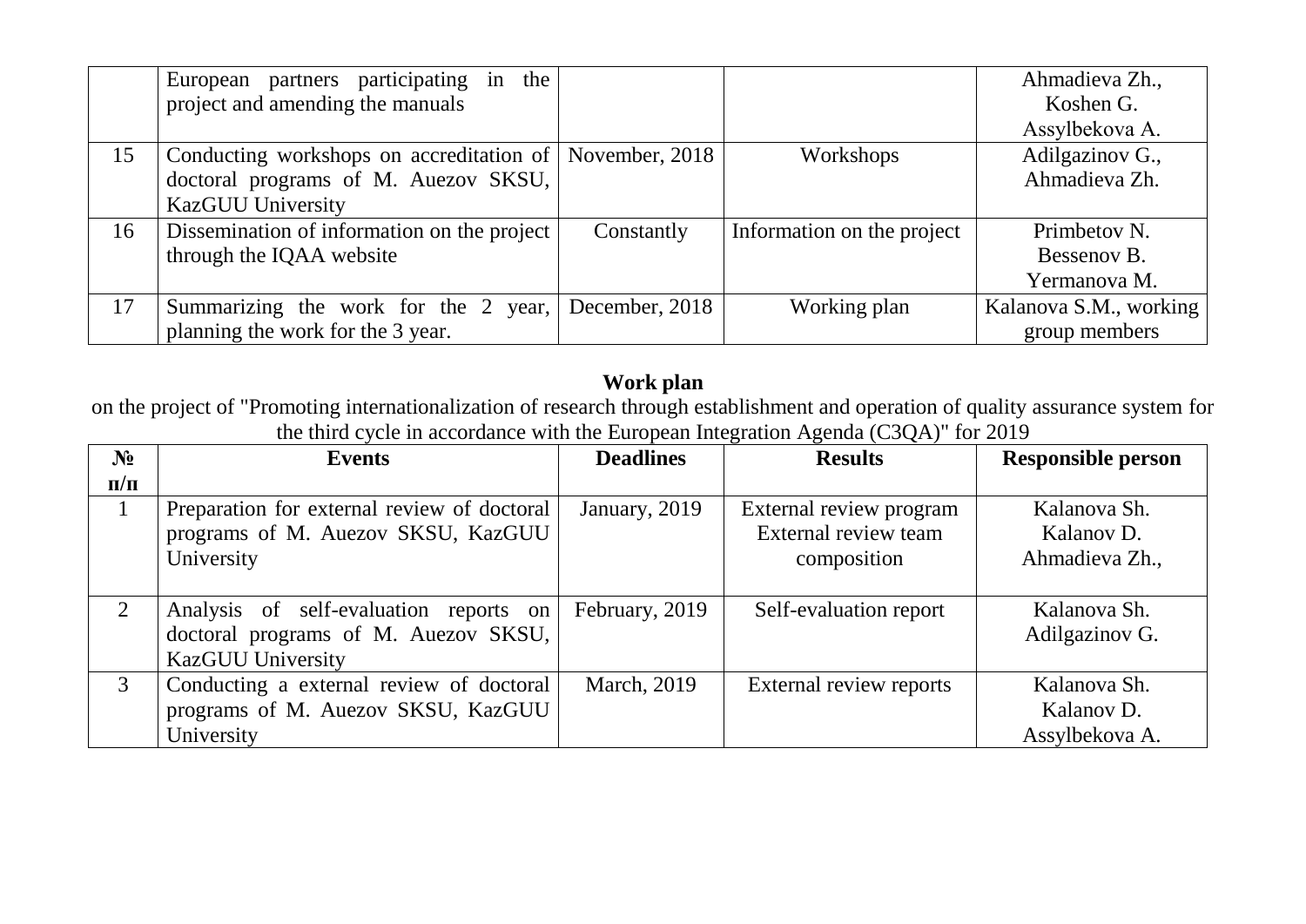|  | European partners participating in the project and amending the manuals |  |  | Ahmadieva Zh., Koshen G. Assylbekova A. |
|---|---|---|---|---|
| 15 | Conducting workshops on accreditation of doctoral programs of M. Auezov SKSU, KazGUU University | November, 2018 | Workshops | Adilgazinov G., Ahmadieva Zh. |
| 16 | Dissemination of information on the project through the IQAA website | Constantly | Information on the project | Primbetov N. Bessenov B. Yermanova M. |
| 17 | Summarizing the work for the 2 year, planning the work for the 3 year. | December, 2018 | Working plan | Kalanova S.M., working group members |

**Work plan**

on the project of "Promoting internationalization of research through establishment and operation of quality assurance system for the third cycle in accordance with the European Integration Agenda (C3QA)" for 2019

| № п/п | Events | Deadlines | Results | Responsible person |
|---|---|---|---|---|
| 1 | Preparation for external review of doctoral programs of M. Auezov SKSU, KazGUU University | January, 2019 | External review program External review team composition | Kalanova Sh. Kalanov D. Ahmadieva Zh., |
| 2 | Analysis of self-evaluation reports on doctoral programs of M. Auezov SKSU, KazGUU University | February, 2019 | Self-evaluation report | Kalanova Sh. Adilgazinov G. |
| 3 | Conducting a external review of doctoral programs of M. Auezov SKSU, KazGUU University | March, 2019 | External review reports | Kalanova Sh. Kalanov D. Assylbekova A. |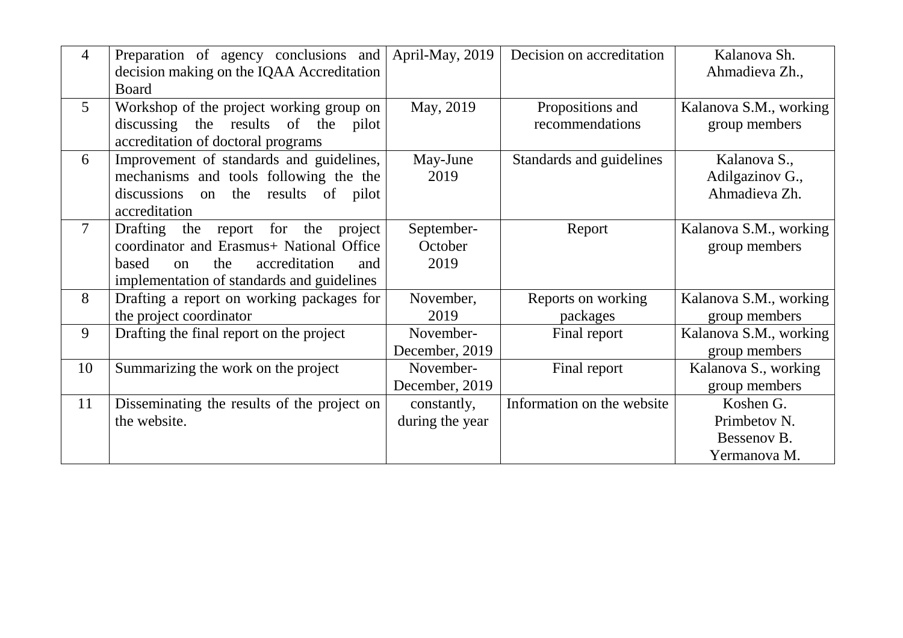| | | | | |
|---|---|---|---|---|
| 4 | Preparation of agency conclusions and decision making on the IQAA Accreditation Board | April-May, 2019 | Decision on accreditation | Kalanova Sh. Ahmadieva Zh., |
| 5 | Workshop of the project working group on discussing the results of the pilot accreditation of doctoral programs | May, 2019 | Propositions and recommendations | Kalanova S.M., working group members |
| 6 | Improvement of standards and guidelines, mechanisms and tools following the the discussions on the results of pilot accreditation | May-June 2019 | Standards and guidelines | Kalanova S., Adilgazinov G., Ahmadieva Zh. |
| 7 | Drafting the report for the project coordinator and Erasmus+ National Office based on the accreditation and implementation of standards and guidelines | September-October 2019 | Report | Kalanova S.M., working group members |
| 8 | Drafting a report on working packages for the project coordinator | November, 2019 | Reports on working packages | Kalanova S.M., working group members |
| 9 | Drafting the final report on the project | November-December, 2019 | Final report | Kalanova S.M., working group members |
| 10 | Summarizing the work on the project | November-December, 2019 | Final report | Kalanova S., working group members |
| 11 | Disseminating the results of the project on the website. | constantly, during the year | Information on the website | Koshen G. Primbetov N. Bessenov B. Yermanova M. |